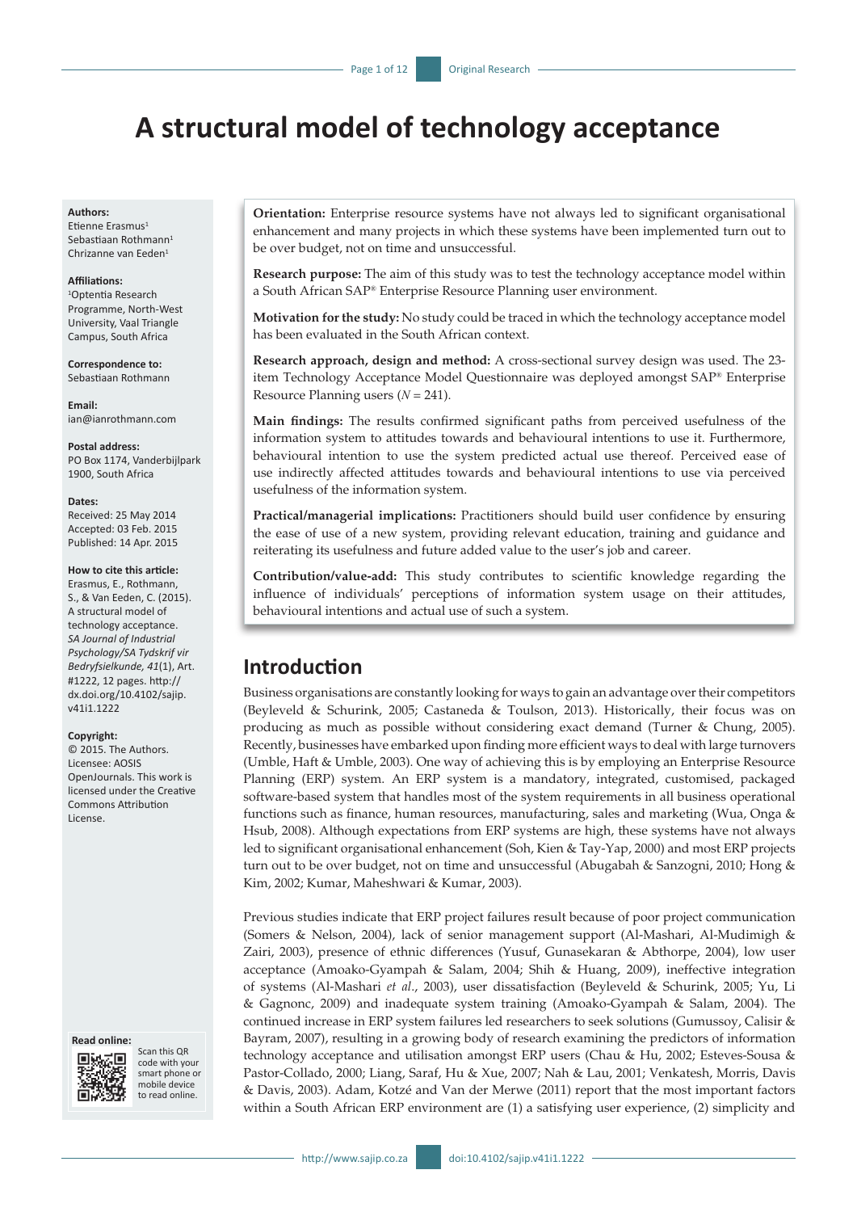# A structural model of technology acceptance

**Authors:**
Etienne Erasmus[1]
Sebastiaan Rothmann[1]
Chrizanne van Eeden[1]

**Affiliations:**
[1]Optentia Research Programme, North-West University, Vaal Triangle Campus, South Africa

**Correspondence to:**
Sebastiaan Rothmann

**Email:**
ian@ianrothmann.com

**Postal address:**
PO Box 1174, Vanderbijlpark 1900, South Africa

**Dates:**
Received: 25 May 2014
Accepted: 03 Feb. 2015
Published: 14 Apr. 2015

**How to cite this article:**
Erasmus, E., Rothmann, S., & Van Eeden, C. (2015). A structural model of technology acceptance. *SA Journal of Industrial Psychology/SA Tydskrif vir Bedryfsielkunde, 41*(1), Art. #1222, 12 pages. http://dx.doi.org/10.4102/sajip.v41i1.1222

**Copyright:**
© 2015. The Authors. Licensee: AOSIS OpenJournals. This work is licensed under the Creative Commons Attribution License.

**Read online:**
Scan this QR code with your smart phone or mobile device to read online.

**Orientation:** Enterprise resource systems have not always led to significant organisational enhancement and many projects in which these systems have been implemented turn out to be over budget, not on time and unsuccessful.

**Research purpose:** The aim of this study was to test the technology acceptance model within a South African SAP® Enterprise Resource Planning user environment.

**Motivation for the study:** No study could be traced in which the technology acceptance model has been evaluated in the South African context.

**Research approach, design and method:** A cross-sectional survey design was used. The 23-item Technology Acceptance Model Questionnaire was deployed amongst SAP® Enterprise Resource Planning users ($N = 241$).

**Main findings:** The results confirmed significant paths from perceived usefulness of the information system to attitudes towards and behavioural intentions to use it. Furthermore, behavioural intention to use the system predicted actual use thereof. Perceived ease of use indirectly affected attitudes towards and behavioural intentions to use via perceived usefulness of the information system.

**Practical/managerial implications:** Practitioners should build user confidence by ensuring the ease of use of a new system, providing relevant education, training and guidance and reiterating its usefulness and future added value to the user's job and career.

**Contribution/value-add:** This study contributes to scientific knowledge regarding the influence of individuals' perceptions of information system usage on their attitudes, behavioural intentions and actual use of such a system.

## Introduction

Business organisations are constantly looking for ways to gain an advantage over their competitors (Beyleveld & Schurink, 2005; Castaneda & Toulson, 2013). Historically, their focus was on producing as much as possible without considering exact demand (Turner & Chung, 2005). Recently, businesses have embarked upon finding more efficient ways to deal with large turnovers (Umble, Haft & Umble, 2003). One way of achieving this is by employing an Enterprise Resource Planning (ERP) system. An ERP system is a mandatory, integrated, customised, packaged software-based system that handles most of the system requirements in all business operational functions such as finance, human resources, manufacturing, sales and marketing (Wua, Onga & Hsub, 2008). Although expectations from ERP systems are high, these systems have not always led to significant organisational enhancement (Soh, Kien & Tay-Yap, 2000) and most ERP projects turn out to be over budget, not on time and unsuccessful (Abugabah & Sanzogni, 2010; Hong & Kim, 2002; Kumar, Maheshwari & Kumar, 2003).

Previous studies indicate that ERP project failures result because of poor project communication (Somers & Nelson, 2004), lack of senior management support (Al-Mashari, Al-Mudimigh & Zairi, 2003), presence of ethnic differences (Yusuf, Gunasekaran & Abthorpe, 2004), low user acceptance (Amoako-Gyampah & Salam, 2004; Shih & Huang, 2009), ineffective integration of systems (Al-Mashari *et al*., 2003), user dissatisfaction (Beyleveld & Schurink, 2005; Yu, Li & Gagnonc, 2009) and inadequate system training (Amoako-Gyampah & Salam, 2004). The continued increase in ERP system failures led researchers to seek solutions (Gumussoy, Calisir & Bayram, 2007), resulting in a growing body of research examining the predictors of information technology acceptance and utilisation amongst ERP users (Chau & Hu, 2002; Esteves-Sousa & Pastor-Collado, 2000; Liang, Saraf, Hu & Xue, 2007; Nah & Lau, 2001; Venkatesh, Morris, Davis & Davis, 2003). Adam, Kotzé and Van der Merwe (2011) report that the most important factors within a South African ERP environment are (1) a satisfying user experience, (2) simplicity and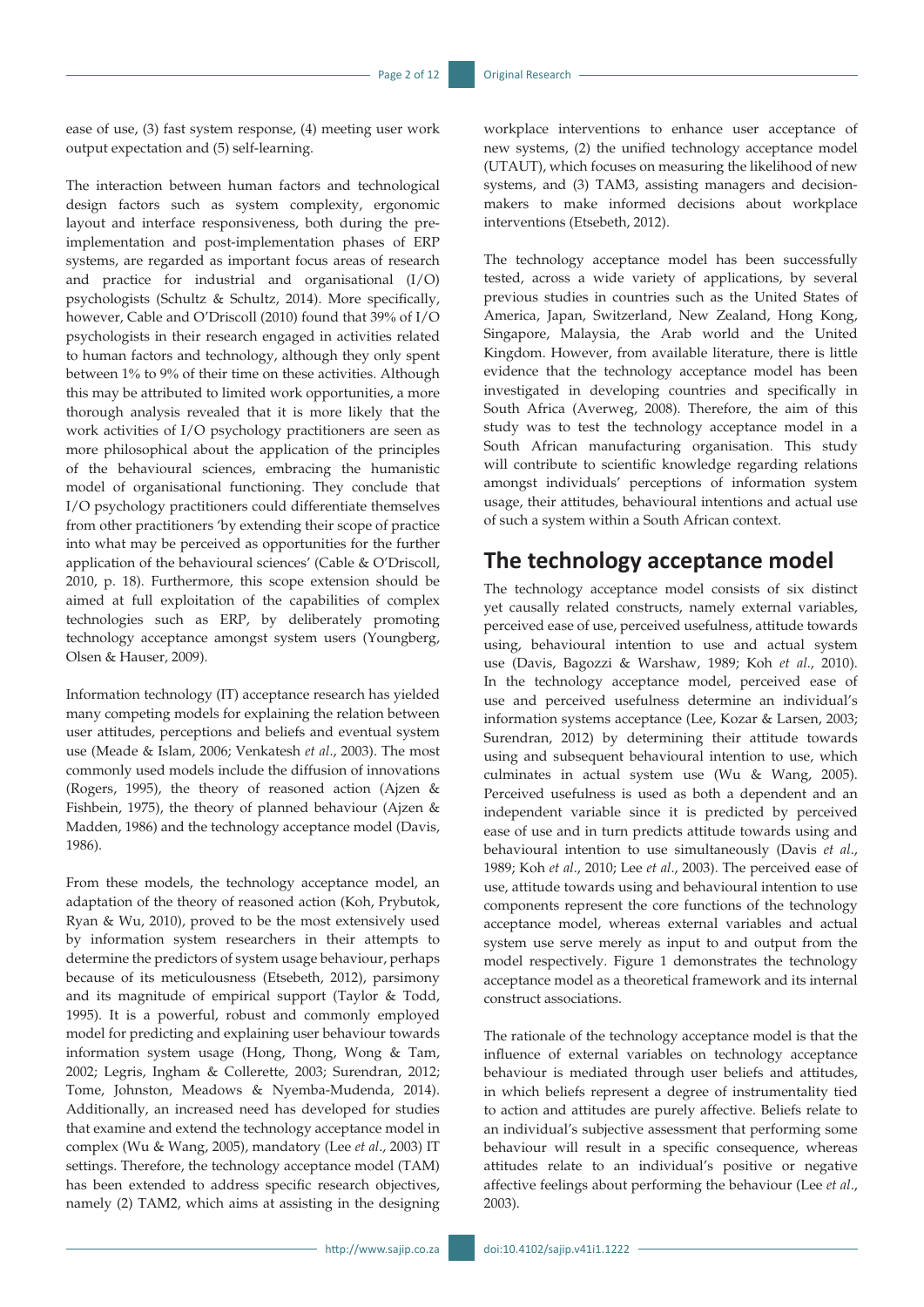ease of use, (3) fast system response, (4) meeting user work output expectation and (5) self-learning.

The interaction between human factors and technological design factors such as system complexity, ergonomic layout and interface responsiveness, both during the pre-implementation and post-implementation phases of ERP systems, are regarded as important focus areas of research and practice for industrial and organisational (I/O) psychologists (Schultz & Schultz, 2014). More specifically, however, Cable and O'Driscoll (2010) found that 39% of I/O psychologists in their research engaged in activities related to human factors and technology, although they only spent between 1% to 9% of their time on these activities. Although this may be attributed to limited work opportunities, a more thorough analysis revealed that it is more likely that the work activities of I/O psychology practitioners are seen as more philosophical about the application of the principles of the behavioural sciences, embracing the humanistic model of organisational functioning. They conclude that I/O psychology practitioners could differentiate themselves from other practitioners 'by extending their scope of practice into what may be perceived as opportunities for the further application of the behavioural sciences' (Cable & O'Driscoll, 2010, p. 18). Furthermore, this scope extension should be aimed at full exploitation of the capabilities of complex technologies such as ERP, by deliberately promoting technology acceptance amongst system users (Youngberg, Olsen & Hauser, 2009).

Information technology (IT) acceptance research has yielded many competing models for explaining the relation between user attitudes, perceptions and beliefs and eventual system use (Meade & Islam, 2006; Venkatesh *et al*., 2003). The most commonly used models include the diffusion of innovations (Rogers, 1995), the theory of reasoned action (Ajzen & Fishbein, 1975), the theory of planned behaviour (Ajzen & Madden, 1986) and the technology acceptance model (Davis, 1986).

From these models, the technology acceptance model, an adaptation of the theory of reasoned action (Koh, Prybutok, Ryan & Wu, 2010), proved to be the most extensively used by information system researchers in their attempts to determine the predictors of system usage behaviour, perhaps because of its meticulousness (Etsebeth, 2012), parsimony and its magnitude of empirical support (Taylor & Todd, 1995). It is a powerful, robust and commonly employed model for predicting and explaining user behaviour towards information system usage (Hong, Thong, Wong & Tam, 2002; Legris, Ingham & Collerette, 2003; Surendran, 2012; Tome, Johnston, Meadows & Nyemba-Mudenda, 2014). Additionally, an increased need has developed for studies that examine and extend the technology acceptance model in complex (Wu & Wang, 2005), mandatory (Lee *et al*., 2003) IT settings. Therefore, the technology acceptance model (TAM) has been extended to address specific research objectives, namely (2) TAM2, which aims at assisting in the designing workplace interventions to enhance user acceptance of new systems, (2) the unified technology acceptance model (UTAUT), which focuses on measuring the likelihood of new systems, and (3) TAM3, assisting managers and decision-makers to make informed decisions about workplace interventions (Etsebeth, 2012).

The technology acceptance model has been successfully tested, across a wide variety of applications, by several previous studies in countries such as the United States of America, Japan, Switzerland, New Zealand, Hong Kong, Singapore, Malaysia, the Arab world and the United Kingdom. However, from available literature, there is little evidence that the technology acceptance model has been investigated in developing countries and specifically in South Africa (Averweg, 2008). Therefore, the aim of this study was to test the technology acceptance model in a South African manufacturing organisation. This study will contribute to scientific knowledge regarding relations amongst individuals' perceptions of information system usage, their attitudes, behavioural intentions and actual use of such a system within a South African context.

## The technology acceptance model

The technology acceptance model consists of six distinct yet causally related constructs, namely external variables, perceived ease of use, perceived usefulness, attitude towards using, behavioural intention to use and actual system use (Davis, Bagozzi & Warshaw, 1989; Koh *et al*., 2010). In the technology acceptance model, perceived ease of use and perceived usefulness determine an individual's information systems acceptance (Lee, Kozar & Larsen, 2003; Surendran, 2012) by determining their attitude towards using and subsequent behavioural intention to use, which culminates in actual system use (Wu & Wang, 2005). Perceived usefulness is used as both a dependent and an independent variable since it is predicted by perceived ease of use and in turn predicts attitude towards using and behavioural intention to use simultaneously (Davis *et al*., 1989; Koh *et al*., 2010; Lee *et al*., 2003). The perceived ease of use, attitude towards using and behavioural intention to use components represent the core functions of the technology acceptance model, whereas external variables and actual system use serve merely as input to and output from the model respectively. Figure 1 demonstrates the technology acceptance model as a theoretical framework and its internal construct associations.

The rationale of the technology acceptance model is that the influence of external variables on technology acceptance behaviour is mediated through user beliefs and attitudes, in which beliefs represent a degree of instrumentality tied to action and attitudes are purely affective. Beliefs relate to an individual's subjective assessment that performing some behaviour will result in a specific consequence, whereas attitudes relate to an individual's positive or negative affective feelings about performing the behaviour (Lee *et al*., 2003).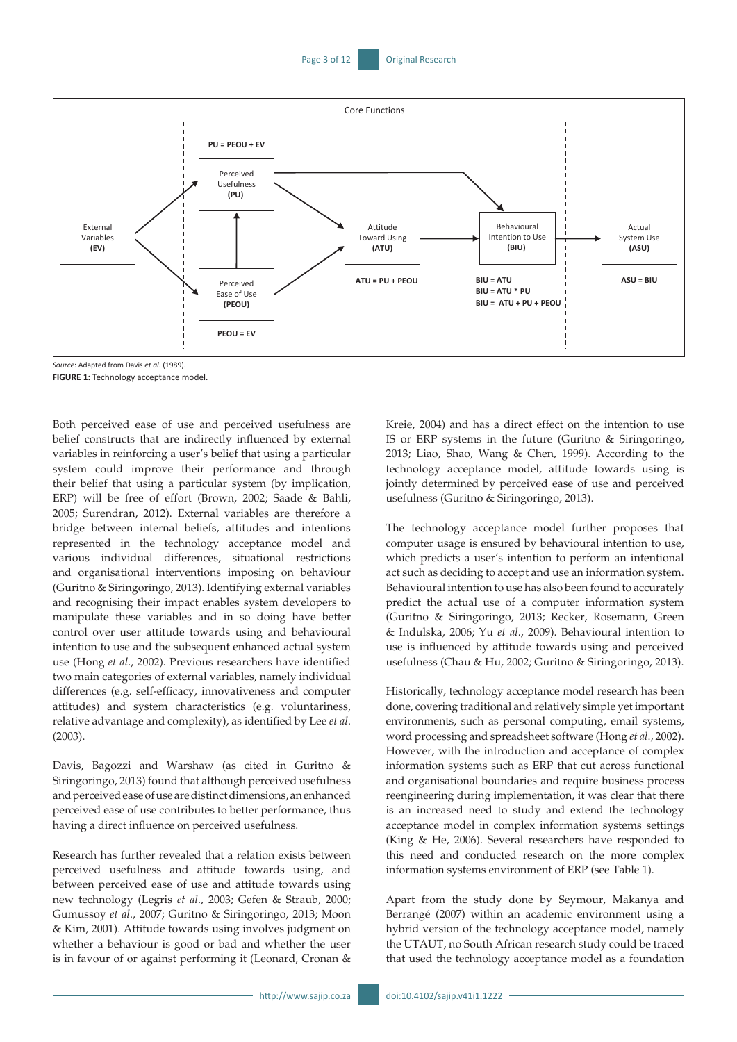Core Functions

PU = PEOU + EV

Perceived Usefulness (PU)

External Variables (EV)

Perceived Ease of Use (PEOU)

PEOU = EV

Attitude Toward Using (ATU)

ATU = PU + PEOU

Behavioural Intention to Use (BIU)

BIU = ATU
BIU = ATU * PU
BIU = ATU + PU + PEOU

Actual System Use (ASU)

ASU = BIU

*Source*: Adapted from Davis *et al*. (1989).

**FIGURE 1:** Technology acceptance model.

Both perceived ease of use and perceived usefulness are belief constructs that are indirectly influenced by external variables in reinforcing a user's belief that using a particular system could improve their performance and through their belief that using a particular system (by implication, ERP) will be free of effort (Brown, 2002; Saade & Bahli, 2005; Surendran, 2012). External variables are therefore a bridge between internal beliefs, attitudes and intentions represented in the technology acceptance model and various individual differences, situational restrictions and organisational interventions imposing on behaviour (Guritno & Siringoringo, 2013). Identifying external variables and recognising their impact enables system developers to manipulate these variables and in so doing have better control over user attitude towards using and behavioural intention to use and the subsequent enhanced actual system use (Hong *et al*., 2002). Previous researchers have identified two main categories of external variables, namely individual differences (e.g. self-efficacy, innovativeness and computer attitudes) and system characteristics (e.g. voluntariness, relative advantage and complexity), as identified by Lee *et al*. (2003).

Davis, Bagozzi and Warshaw (as cited in Guritno & Siringoringo, 2013) found that although perceived usefulness and perceived ease of use are distinct dimensions, an enhanced perceived ease of use contributes to better performance, thus having a direct influence on perceived usefulness.

Research has further revealed that a relation exists between perceived usefulness and attitude towards using, and between perceived ease of use and attitude towards using new technology (Legris *et al*., 2003; Gefen & Straub, 2000; Gumussoy *et al*., 2007; Guritno & Siringoringo, 2013; Moon & Kim, 2001). Attitude towards using involves judgment on whether a behaviour is good or bad and whether the user is in favour of or against performing it (Leonard, Cronan & Kreie, 2004) and has a direct effect on the intention to use IS or ERP systems in the future (Guritno & Siringoringo, 2013; Liao, Shao, Wang & Chen, 1999). According to the technology acceptance model, attitude towards using is jointly determined by perceived ease of use and perceived usefulness (Guritno & Siringoringo, 2013).

The technology acceptance model further proposes that computer usage is ensured by behavioural intention to use, which predicts a user's intention to perform an intentional act such as deciding to accept and use an information system. Behavioural intention to use has also been found to accurately predict the actual use of a computer information system (Guritno & Siringoringo, 2013; Recker, Rosemann, Green & Indulska, 2006; Yu *et al*., 2009). Behavioural intention to use is influenced by attitude towards using and perceived usefulness (Chau & Hu, 2002; Guritno & Siringoringo, 2013).

Historically, technology acceptance model research has been done, covering traditional and relatively simple yet important environments, such as personal computing, email systems, word processing and spreadsheet software (Hong *et al*., 2002). However, with the introduction and acceptance of complex information systems such as ERP that cut across functional and organisational boundaries and require business process reengineering during implementation, it was clear that there is an increased need to study and extend the technology acceptance model in complex information systems settings (King & He, 2006). Several researchers have responded to this need and conducted research on the more complex information systems environment of ERP (see Table 1).

Apart from the study done by Seymour, Makanya and Berrangé (2007) within an academic environment using a hybrid version of the technology acceptance model, namely the UTAUT, no South African research study could be traced that used the technology acceptance model as a foundation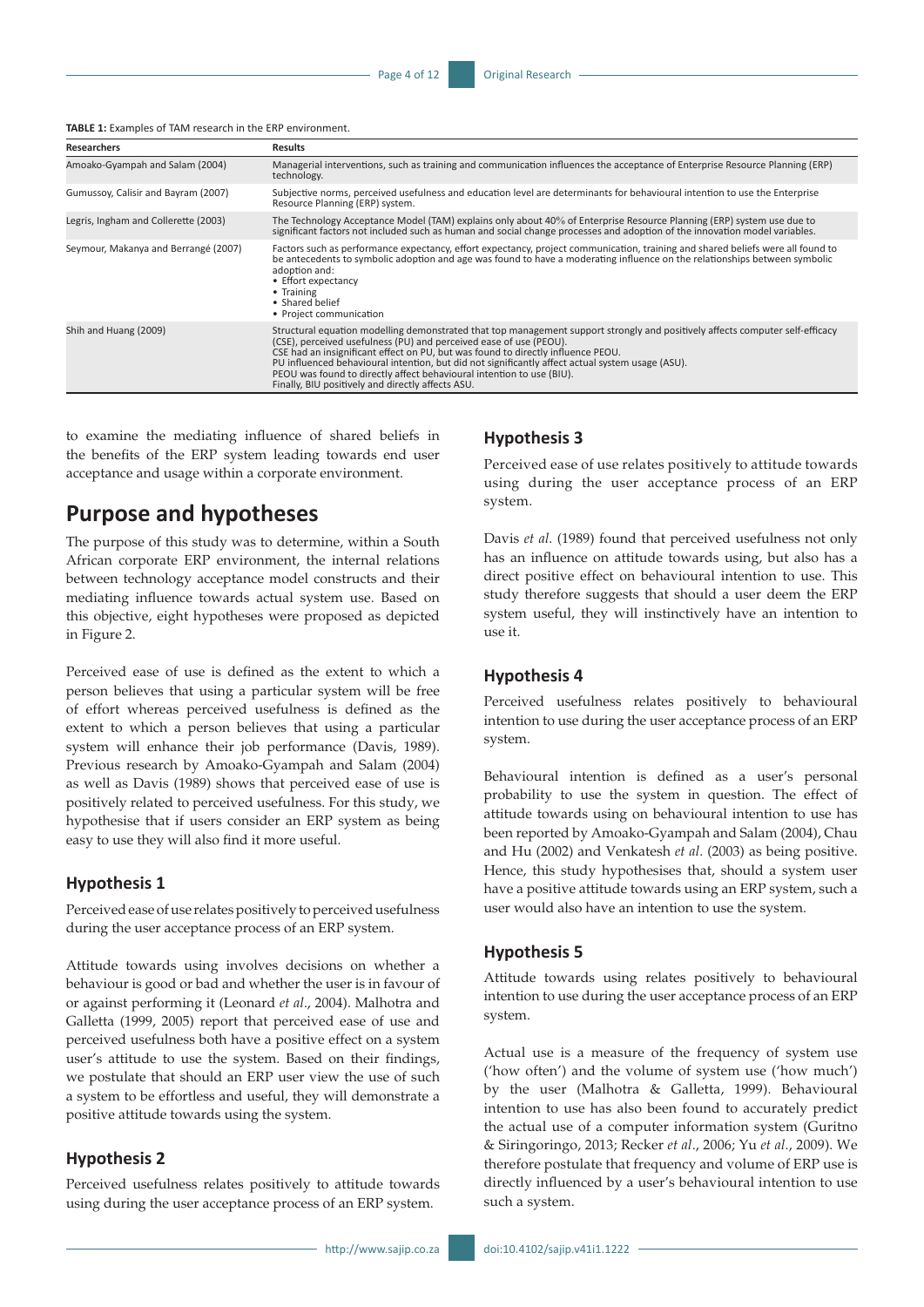**TABLE 1:** Examples of TAM research in the ERP environment.

| Researchers | Results |
|---|---|
| Amoako-Gyampah and Salam (2004) | Managerial interventions, such as training and communication influences the acceptance of Enterprise Resource Planning (ERP) technology. |
| Gumussoy, Calisir and Bayram (2007) | Subjective norms, perceived usefulness and education level are determinants for behavioural intention to use the Enterprise Resource Planning (ERP) system. |
| Legris, Ingham and Collerette (2003) | The Technology Acceptance Model (TAM) explains only about 40% of Enterprise Resource Planning (ERP) system use due to significant factors not included such as human and social change processes and adoption of the innovation model variables. |
| Seymour, Makanya and Berrangé (2007) | Factors such as performance expectancy, effort expectancy, project communication, training and shared beliefs were all found to be antecedents to symbolic adoption and age was found to have a moderating influence on the relationships between symbolic adoption and: • Effort expectancy • Training • Shared belief • Project communication |
| Shih and Huang (2009) | Structural equation modelling demonstrated that top management support strongly and positively affects computer self-efficacy (CSE), perceived usefulness (PU) and perceived ease of use (PEOU). CSE had an insignificant effect on PU, but was found to directly influence PEOU. PU influenced behavioural intention, but did not significantly affect actual system usage (ASU). PEOU was found to directly affect behavioural intention to use (BIU). Finally, BIU positively and directly affects ASU. |

to examine the mediating influence of shared beliefs in the benefits of the ERP system leading towards end user acceptance and usage within a corporate environment.

## Purpose and hypotheses

The purpose of this study was to determine, within a South African corporate ERP environment, the internal relations between technology acceptance model constructs and their mediating influence towards actual system use. Based on this objective, eight hypotheses were proposed as depicted in Figure 2.

Perceived ease of use is defined as the extent to which a person believes that using a particular system will be free of effort whereas perceived usefulness is defined as the extent to which a person believes that using a particular system will enhance their job performance (Davis, 1989). Previous research by Amoako-Gyampah and Salam (2004) as well as Davis (1989) shows that perceived ease of use is positively related to perceived usefulness. For this study, we hypothesise that if users consider an ERP system as being easy to use they will also find it more useful.

### Hypothesis 1

Perceived ease of use relates positively to perceived usefulness during the user acceptance process of an ERP system.

Attitude towards using involves decisions on whether a behaviour is good or bad and whether the user is in favour of or against performing it (Leonard *et al*., 2004). Malhotra and Galletta (1999, 2005) report that perceived ease of use and perceived usefulness both have a positive effect on a system user's attitude to use the system. Based on their findings, we postulate that should an ERP user view the use of such a system to be effortless and useful, they will demonstrate a positive attitude towards using the system.

### Hypothesis 2

Perceived usefulness relates positively to attitude towards using during the user acceptance process of an ERP system.

### Hypothesis 3

Perceived ease of use relates positively to attitude towards using during the user acceptance process of an ERP system.

Davis *et al*. (1989) found that perceived usefulness not only has an influence on attitude towards using, but also has a direct positive effect on behavioural intention to use. This study therefore suggests that should a user deem the ERP system useful, they will instinctively have an intention to use it.

### Hypothesis 4

Perceived usefulness relates positively to behavioural intention to use during the user acceptance process of an ERP system.

Behavioural intention is defined as a user's personal probability to use the system in question. The effect of attitude towards using on behavioural intention to use has been reported by Amoako-Gyampah and Salam (2004), Chau and Hu (2002) and Venkatesh *et al*. (2003) as being positive. Hence, this study hypothesises that, should a system user have a positive attitude towards using an ERP system, such a user would also have an intention to use the system.

### Hypothesis 5

Attitude towards using relates positively to behavioural intention to use during the user acceptance process of an ERP system.

Actual use is a measure of the frequency of system use ('how often') and the volume of system use ('how much') by the user (Malhotra & Galletta, 1999). Behavioural intention to use has also been found to accurately predict the actual use of a computer information system (Guritno & Siringoringo, 2013; Recker *et al*., 2006; Yu *et al.*, 2009). We therefore postulate that frequency and volume of ERP use is directly influenced by a user's behavioural intention to use such a system.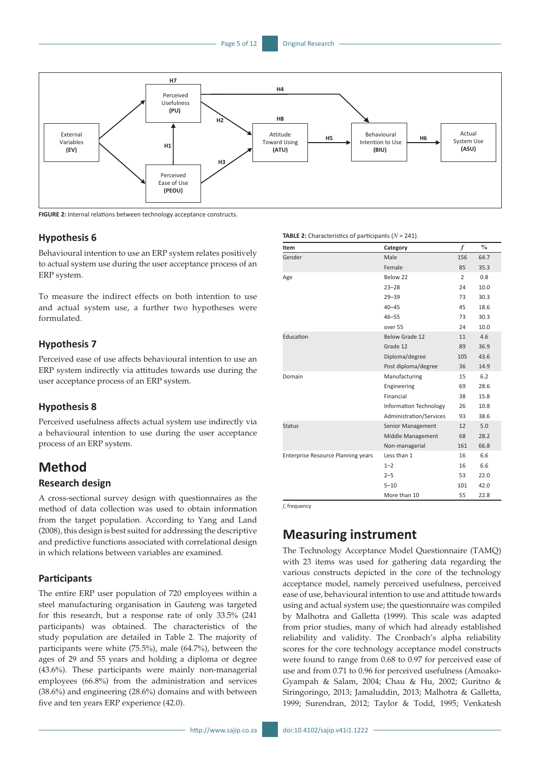External Variables (EV)

Perceived Usefulness (PU)

Perceived Ease of Use (PEOU)

Attitude Toward Using (ATU)

Behavioural Intention to Use (BIU)

Actual System Use (ASU)

H1 H2 H3 H4 H5 H6 H7 H8

**FIGURE 2:** Internal relations between technology acceptance constructs.

### Hypothesis 6

Behavioural intention to use an ERP system relates positively to actual system use during the user acceptance process of an ERP system.

To measure the indirect effects on both intention to use and actual system use, a further two hypotheses were formulated.

### Hypothesis 7

Perceived ease of use affects behavioural intention to use an ERP system indirectly via attitudes towards use during the user acceptance process of an ERP system.

### Hypothesis 8

Perceived usefulness affects actual system use indirectly via a behavioural intention to use during the user acceptance process of an ERP system.

## Method

### Research design

A cross-sectional survey design with questionnaires as the method of data collection was used to obtain information from the target population. According to Yang and Land (2008), this design is best suited for addressing the descriptive and predictive functions associated with correlational design in which relations between variables are examined.

### Participants

The entire ERP user population of 720 employees within a steel manufacturing organisation in Gauteng was targeted for this research, but a response rate of only 33.5% (241 participants) was obtained. The characteristics of the study population are detailed in Table 2. The majority of participants were white (75.5%), male (64.7%), between the ages of 29 and 55 years and holding a diploma or degree (43.6%). These participants were mainly non-managerial employees (66.8%) from the administration and services (38.6%) and engineering (28.6%) domains and with between five and ten years ERP experience (42.0).

**TABLE 2:** Characteristics of participants ($N$ = 241).

| Item | Category | *f* | % |
|---|---|---|---|
| Gender | Male | 156 | 64.7 |
| | Female | 85 | 35.3 |
| Age | Below 22 | 2 | 0.8 |
| | 23–28 | 24 | 10.0 |
| | 29–39 | 73 | 30.3 |
| | 40–45 | 45 | 18.6 |
| | 46–55 | 73 | 30.3 |
| | over 55 | 24 | 10.0 |
| Education | Below Grade 12 | 11 | 4.6 |
| | Grade 12 | 89 | 36.9 |
| | Diploma/degree | 105 | 43.6 |
| | Post diploma/degree | 36 | 14.9 |
| Domain | Manufacturing | 15 | 6.2 |
| | Engineering | 69 | 28.6 |
| | Financial | 38 | 15.8 |
| | Information Technology | 26 | 10.8 |
| | Administration/Services | 93 | 38.6 |
| Status | Senior Management | 12 | 5.0 |
| | Middle Management | 68 | 28.2 |
| | Non-managerial | 161 | 66.8 |
| Enterprise Resource Planning years | Less than 1 | 16 | 6.6 |
| | 1–2 | 16 | 6.6 |
| | 2–5 | 53 | 22.0 |
| | 5–10 | 101 | 42.0 |
| | More than 10 | 55 | 22.8 |

*f*, frequency

## Measuring instrument

The Technology Acceptance Model Questionnaire (TAMQ) with 23 items was used for gathering data regarding the various constructs depicted in the core of the technology acceptance model, namely perceived usefulness, perceived ease of use, behavioural intention to use and attitude towards using and actual system use; the questionnaire was compiled by Malhotra and Galletta (1999). This scale was adapted from prior studies, many of which had already established reliability and validity. The Cronbach's alpha reliability scores for the core technology acceptance model constructs were found to range from 0.68 to 0.97 for perceived ease of use and from 0.71 to 0.96 for perceived usefulness (Amoako-Gyampah & Salam, 2004; Chau & Hu, 2002; Guritno & Siringoringo, 2013; Jamaluddin, 2013; Malhotra & Galletta, 1999; Surendran, 2012; Taylor & Todd, 1995; Venkatesh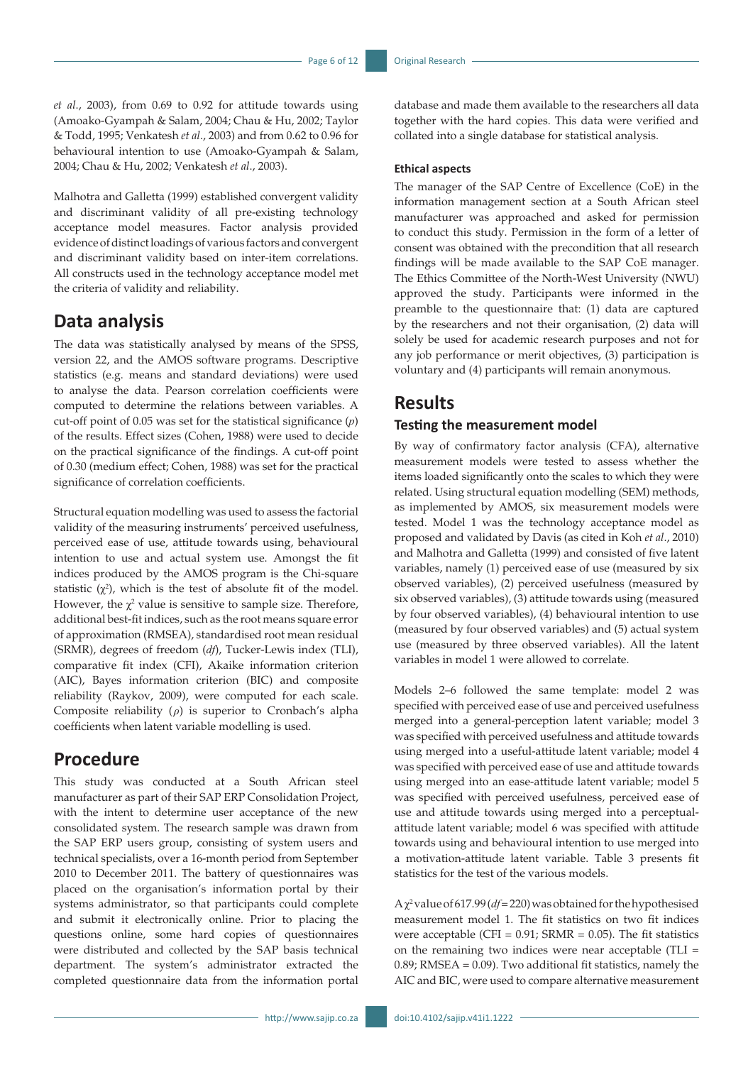*et al.*, 2003), from 0.69 to 0.92 for attitude towards using (Amoako-Gyampah & Salam, 2004; Chau & Hu, 2002; Taylor & Todd, 1995; Venkatesh *et al.*, 2003) and from 0.62 to 0.96 for behavioural intention to use (Amoako-Gyampah & Salam, 2004; Chau & Hu, 2002; Venkatesh *et al.*, 2003).

Malhotra and Galletta (1999) established convergent validity and discriminant validity of all pre-existing technology acceptance model measures. Factor analysis provided evidence of distinct loadings of various factors and convergent and discriminant validity based on inter-item correlations. All constructs used in the technology acceptance model met the criteria of validity and reliability.

## Data analysis

The data was statistically analysed by means of the SPSS, version 22, and the AMOS software programs. Descriptive statistics (e.g. means and standard deviations) were used to analyse the data. Pearson correlation coefficients were computed to determine the relations between variables. A cut-off point of 0.05 was set for the statistical significance ($p$) of the results. Effect sizes (Cohen, 1988) were used to decide on the practical significance of the findings. A cut-off point of 0.30 (medium effect; Cohen, 1988) was set for the practical significance of correlation coefficients.

Structural equation modelling was used to assess the factorial validity of the measuring instruments' perceived usefulness, perceived ease of use, attitude towards using, behavioural intention to use and actual system use. Amongst the fit indices produced by the AMOS program is the Chi-square statistic ($\chi^2$), which is the test of absolute fit of the model. However, the $\chi^2$ value is sensitive to sample size. Therefore, additional best-fit indices, such as the root means square error of approximation (RMSEA), standardised root mean residual (SRMR), degrees of freedom (*df*), Tucker-Lewis index (TLI), comparative fit index (CFI), Akaike information criterion (AIC), Bayes information criterion (BIC) and composite reliability (Raykov, 2009), were computed for each scale. Composite reliability ($\rho$) is superior to Cronbach's alpha coefficients when latent variable modelling is used.

## Procedure

This study was conducted at a South African steel manufacturer as part of their SAP ERP Consolidation Project, with the intent to determine user acceptance of the new consolidated system. The research sample was drawn from the SAP ERP users group, consisting of system users and technical specialists, over a 16-month period from September 2010 to December 2011. The battery of questionnaires was placed on the organisation's information portal by their systems administrator, so that participants could complete and submit it electronically online. Prior to placing the questions online, some hard copies of questionnaires were distributed and collected by the SAP basis technical department. The system's administrator extracted the completed questionnaire data from the information portal database and made them available to the researchers all data together with the hard copies. This data were verified and collated into a single database for statistical analysis.

### Ethical aspects

The manager of the SAP Centre of Excellence (CoE) in the information management section at a South African steel manufacturer was approached and asked for permission to conduct this study. Permission in the form of a letter of consent was obtained with the precondition that all research findings will be made available to the SAP CoE manager. The Ethics Committee of the North-West University (NWU) approved the study. Participants were informed in the preamble to the questionnaire that: (1) data are captured by the researchers and not their organisation, (2) data will solely be used for academic research purposes and not for any job performance or merit objectives, (3) participation is voluntary and (4) participants will remain anonymous.

## Results

### Testing the measurement model

By way of confirmatory factor analysis (CFA), alternative measurement models were tested to assess whether the items loaded significantly onto the scales to which they were related. Using structural equation modelling (SEM) methods, as implemented by AMOS, six measurement models were tested. Model 1 was the technology acceptance model as proposed and validated by Davis (as cited in Koh *et al.*, 2010) and Malhotra and Galletta (1999) and consisted of five latent variables, namely (1) perceived ease of use (measured by six observed variables), (2) perceived usefulness (measured by six observed variables), (3) attitude towards using (measured by four observed variables), (4) behavioural intention to use (measured by four observed variables) and (5) actual system use (measured by three observed variables). All the latent variables in model 1 were allowed to correlate.

Models 2–6 followed the same template: model 2 was specified with perceived ease of use and perceived usefulness merged into a general-perception latent variable; model 3 was specified with perceived usefulness and attitude towards using merged into a useful-attitude latent variable; model 4 was specified with perceived ease of use and attitude towards using merged into an ease-attitude latent variable; model 5 was specified with perceived usefulness, perceived ease of use and attitude towards using merged into a perceptual-attitude latent variable; model 6 was specified with attitude towards using and behavioural intention to use merged into a motivation-attitude latent variable. Table 3 presents fit statistics for the test of the various models.

A $\chi^2$ value of 617.99 ($df = 220$) was obtained for the hypothesised measurement model 1. The fit statistics on two fit indices were acceptable (CFI = 0.91; SRMR = 0.05). The fit statistics on the remaining two indices were near acceptable (TLI = 0.89; RMSEA = 0.09). Two additional fit statistics, namely the AIC and BIC, were used to compare alternative measurement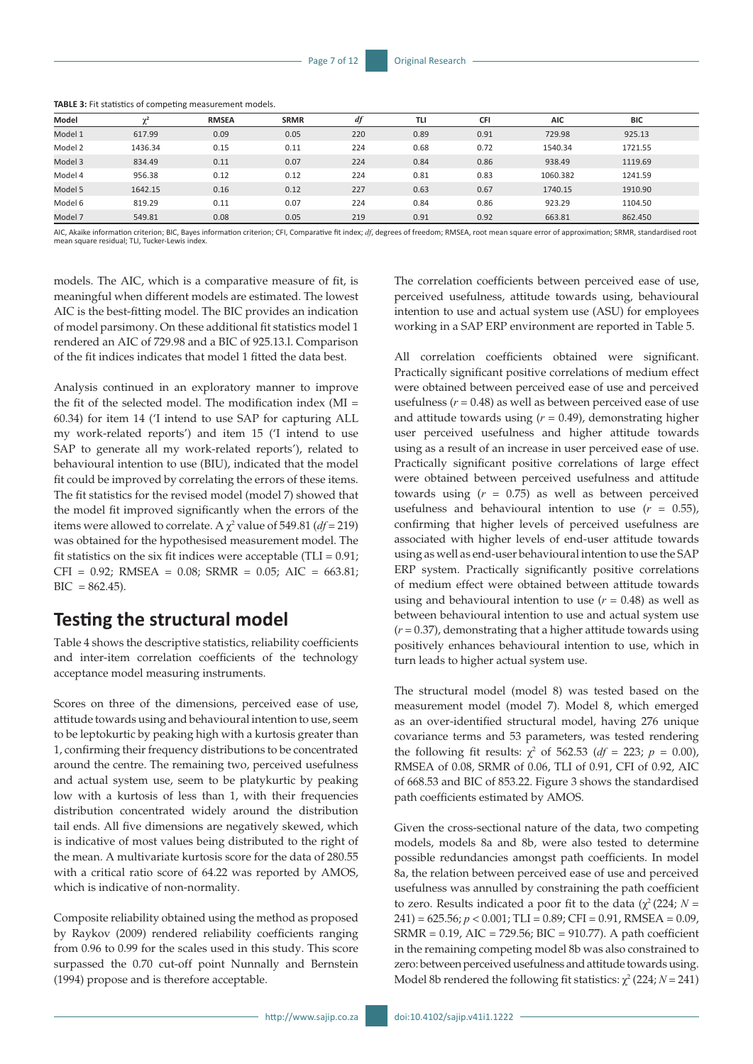**TABLE 3:** Fit statistics of competing measurement models.

| Model | $\chi^2$ | RMSEA | SRMR | *df* | TLI | CFI | AIC | BIC |
|---|---|---|---|---|---|---|---|---|
| Model 1 | 617.99 | 0.09 | 0.05 | 220 | 0.89 | 0.91 | 729.98 | 925.13 |
| Model 2 | 1436.34 | 0.15 | 0.11 | 224 | 0.68 | 0.72 | 1540.34 | 1721.55 |
| Model 3 | 834.49 | 0.11 | 0.07 | 224 | 0.84 | 0.86 | 938.49 | 1119.69 |
| Model 4 | 956.38 | 0.12 | 0.12 | 224 | 0.81 | 0.83 | 1060.382 | 1241.59 |
| Model 5 | 1642.15 | 0.16 | 0.12 | 227 | 0.63 | 0.67 | 1740.15 | 1910.90 |
| Model 6 | 819.29 | 0.11 | 0.07 | 224 | 0.84 | 0.86 | 923.29 | 1104.50 |
| Model 7 | 549.81 | 0.08 | 0.05 | 219 | 0.91 | 0.92 | 663.81 | 862.450 |

AIC, Akaike information criterion; BIC, Bayes information criterion; CFI, Comparative fit index; *df*, degrees of freedom; RMSEA, root mean square error of approximation; SRMR, standardised root mean square residual; TLI, Tucker-Lewis index.

models. The AIC, which is a comparative measure of fit, is meaningful when different models are estimated. The lowest AIC is the best-fitting model. The BIC provides an indication of model parsimony. On these additional fit statistics model 1 rendered an AIC of 729.98 and a BIC of 925.13.l. Comparison of the fit indices indicates that model 1 fitted the data best.

Analysis continued in an exploratory manner to improve the fit of the selected model. The modification index (MI = 60.34) for item 14 ('I intend to use SAP for capturing ALL my work-related reports') and item 15 ('I intend to use SAP to generate all my work-related reports'), related to behavioural intention to use (BIU), indicated that the model fit could be improved by correlating the errors of these items. The fit statistics for the revised model (model 7) showed that the model fit improved significantly when the errors of the items were allowed to correlate. A $\chi^2$ value of 549.81 ($df = 219$) was obtained for the hypothesised measurement model. The fit statistics on the six fit indices were acceptable (TLI = 0.91; CFI = 0.92; RMSEA = 0.08; SRMR = 0.05; AIC = 663.81; BIC = 862.45).

## Testing the structural model

Table 4 shows the descriptive statistics, reliability coefficients and inter-item correlation coefficients of the technology acceptance model measuring instruments.

Scores on three of the dimensions, perceived ease of use, attitude towards using and behavioural intention to use, seem to be leptokurtic by peaking high with a kurtosis greater than 1, confirming their frequency distributions to be concentrated around the centre. The remaining two, perceived usefulness and actual system use, seem to be platykurtic by peaking low with a kurtosis of less than 1, with their frequencies distribution concentrated widely around the distribution tail ends. All five dimensions are negatively skewed, which is indicative of most values being distributed to the right of the mean. A multivariate kurtosis score for the data of 280.55 with a critical ratio score of 64.22 was reported by AMOS, which is indicative of non-normality.

Composite reliability obtained using the method as proposed by Raykov (2009) rendered reliability coefficients ranging from 0.96 to 0.99 for the scales used in this study. This score surpassed the 0.70 cut-off point Nunnally and Bernstein (1994) propose and is therefore acceptable.

The correlation coefficients between perceived ease of use, perceived usefulness, attitude towards using, behavioural intention to use and actual system use (ASU) for employees working in a SAP ERP environment are reported in Table 5.

All correlation coefficients obtained were significant. Practically significant positive correlations of medium effect were obtained between perceived ease of use and perceived usefulness ($r = 0.48$) as well as between perceived ease of use and attitude towards using ($r = 0.49$), demonstrating higher user perceived usefulness and higher attitude towards using as a result of an increase in user perceived ease of use. Practically significant positive correlations of large effect were obtained between perceived usefulness and attitude towards using ($r = 0.75$) as well as between perceived usefulness and behavioural intention to use ($r = 0.55$), confirming that higher levels of perceived usefulness are associated with higher levels of end-user attitude towards using as well as end-user behavioural intention to use the SAP ERP system. Practically significantly positive correlations of medium effect were obtained between attitude towards using and behavioural intention to use ($r = 0.48$) as well as between behavioural intention to use and actual system use ($r = 0.37$), demonstrating that a higher attitude towards using positively enhances behavioural intention to use, which in turn leads to higher actual system use.

The structural model (model 8) was tested based on the measurement model (model 7). Model 8, which emerged as an over-identified structural model, having 276 unique covariance terms and 53 parameters, was tested rendering the following fit results: $\chi^2$ of 562.53 ($df = 223$; $p = 0.00$), RMSEA of 0.08, SRMR of 0.06, TLI of 0.91, CFI of 0.92, AIC of 668.53 and BIC of 853.22. Figure 3 shows the standardised path coefficients estimated by AMOS.

Given the cross-sectional nature of the data, two competing models, models 8a and 8b, were also tested to determine possible redundancies amongst path coefficients. In model 8a, the relation between perceived ease of use and perceived usefulness was annulled by constraining the path coefficient to zero. Results indicated a poor fit to the data ($\chi^2$ (224; $N$ = 241) = 625.56; $p < 0.001$; TLI = 0.89; CFI = 0.91, RMSEA = 0.09, SRMR = 0.19, AIC = 729.56; BIC = 910.77). A path coefficient in the remaining competing model 8b was also constrained to zero: between perceived usefulness and attitude towards using. Model 8b rendered the following fit statistics: $\chi^2$ (224; $N$ = 241)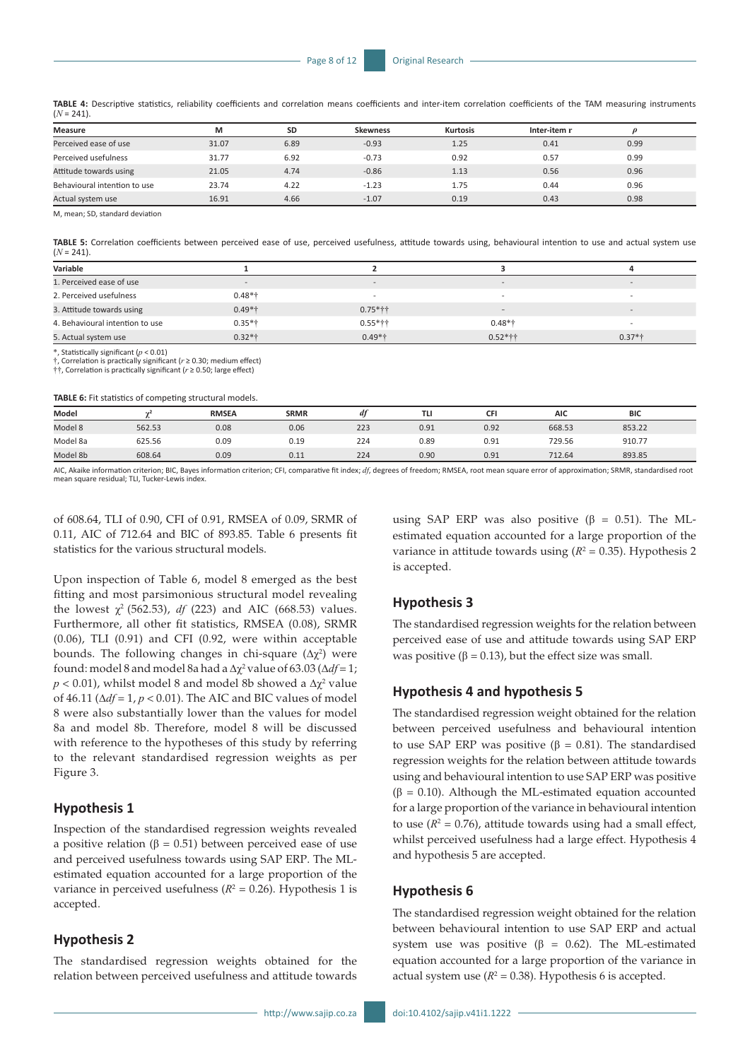**TABLE 4:** Descriptive statistics, reliability coefficients and correlation means coefficients and inter-item correlation coefficients of the TAM measuring instruments ($N$ = 241).

| Measure | M | SD | Skewness | Kurtosis | Inter-item r | $\rho$ |
|---|---|---|---|---|---|---|
| Perceived ease of use | 31.07 | 6.89 | -0.93 | 1.25 | 0.41 | 0.99 |
| Perceived usefulness | 31.77 | 6.92 | -0.73 | 0.92 | 0.57 | 0.99 |
| Attitude towards using | 21.05 | 4.74 | -0.86 | 1.13 | 0.56 | 0.96 |
| Behavioural intention to use | 23.74 | 4.22 | -1.23 | 1.75 | 0.44 | 0.96 |
| Actual system use | 16.91 | 4.66 | -1.07 | 0.19 | 0.43 | 0.98 |

M, mean; SD, standard deviation

**TABLE 5:** Correlation coefficients between perceived ease of use, perceived usefulness, attitude towards using, behavioural intention to use and actual system use ($N$ = 241).

| Variable | 1 | 2 | 3 | 4 |
|---|---|---|---|---|
| 1. Perceived ease of use | - | - | - | - |
| 2. Perceived usefulness | 0.48*† | - | - | - |
| 3. Attitude towards using | 0.49*† | 0.75*†† | - | - |
| 4. Behavioural intention to use | 0.35*† | 0.55*†† | 0.48*† | - |
| 5. Actual system use | 0.32*† | 0.49*† | 0.52*†† | 0.37*† |

*, Statistically significant ($p$ < 0.01)
†, Correlation is practically significant ($r$ ≥ 0.30; medium effect)
††, Correlation is practically significant ($r$ ≥ 0.50; large effect)

**TABLE 6:** Fit statistics of competing structural models.

| Model | $\chi^2$ | RMSEA | SRMR | $df$ | TLI | CFI | AIC | BIC |
|---|---|---|---|---|---|---|---|---|
| Model 8 | 562.53 | 0.08 | 0.06 | 223 | 0.91 | 0.92 | 668.53 | 853.22 |
| Model 8a | 625.56 | 0.09 | 0.19 | 224 | 0.89 | 0.91 | 729.56 | 910.77 |
| Model 8b | 608.64 | 0.09 | 0.11 | 224 | 0.90 | 0.91 | 712.64 | 893.85 |

AIC, Akaike information criterion; BIC, Bayes information criterion; CFI, comparative fit index; $df$, degrees of freedom; RMSEA, root mean square error of approximation; SRMR, standardised root mean square residual; TLI, Tucker-Lewis index.

of 608.64, TLI of 0.90, CFI of 0.91, RMSEA of 0.09, SRMR of 0.11, AIC of 712.64 and BIC of 893.85. Table 6 presents fit statistics for the various structural models.

Upon inspection of Table 6, model 8 emerged as the best fitting and most parsimonious structural model revealing the lowest $\chi^2$ (562.53), $df$ (223) and AIC (668.53) values. Furthermore, all other fit statistics, RMSEA (0.08), SRMR (0.06), TLI (0.91) and CFI (0.92, were within acceptable bounds. The following changes in chi-square ($\Delta\chi^2$) were found: model 8 and model 8a had a $\Delta\chi^2$ value of 63.03 ($\Delta df$ = 1; $p$ < 0.01), whilst model 8 and model 8b showed a $\Delta\chi^2$ value of 46.11 ($\Delta df$ = 1, $p$ < 0.01). The AIC and BIC values of model 8 were also substantially lower than the values for model 8a and model 8b. Therefore, model 8 will be discussed with reference to the hypotheses of this study by referring to the relevant standardised regression weights as per Figure 3.

## Hypothesis 1

Inspection of the standardised regression weights revealed a positive relation (β = 0.51) between perceived ease of use and perceived usefulness towards using SAP ERP. The ML-estimated equation accounted for a large proportion of the variance in perceived usefulness ($R^2$ = 0.26). Hypothesis 1 is accepted.

## Hypothesis 2

The standardised regression weights obtained for the relation between perceived usefulness and attitude towards using SAP ERP was also positive (β = 0.51). The ML-estimated equation accounted for a large proportion of the variance in attitude towards using ($R^2$ = 0.35). Hypothesis 2 is accepted.

## Hypothesis 3

The standardised regression weights for the relation between perceived ease of use and attitude towards using SAP ERP was positive (β = 0.13), but the effect size was small.

## Hypothesis 4 and hypothesis 5

The standardised regression weight obtained for the relation between perceived usefulness and behavioural intention to use SAP ERP was positive (β = 0.81). The standardised regression weights for the relation between attitude towards using and behavioural intention to use SAP ERP was positive (β = 0.10). Although the ML-estimated equation accounted for a large proportion of the variance in behavioural intention to use ($R^2$ = 0.76), attitude towards using had a small effect, whilst perceived usefulness had a large effect. Hypothesis 4 and hypothesis 5 are accepted.

## Hypothesis 6

The standardised regression weight obtained for the relation between behavioural intention to use SAP ERP and actual system use was positive (β = 0.62). The ML-estimated equation accounted for a large proportion of the variance in actual system use ($R^2$ = 0.38). Hypothesis 6 is accepted.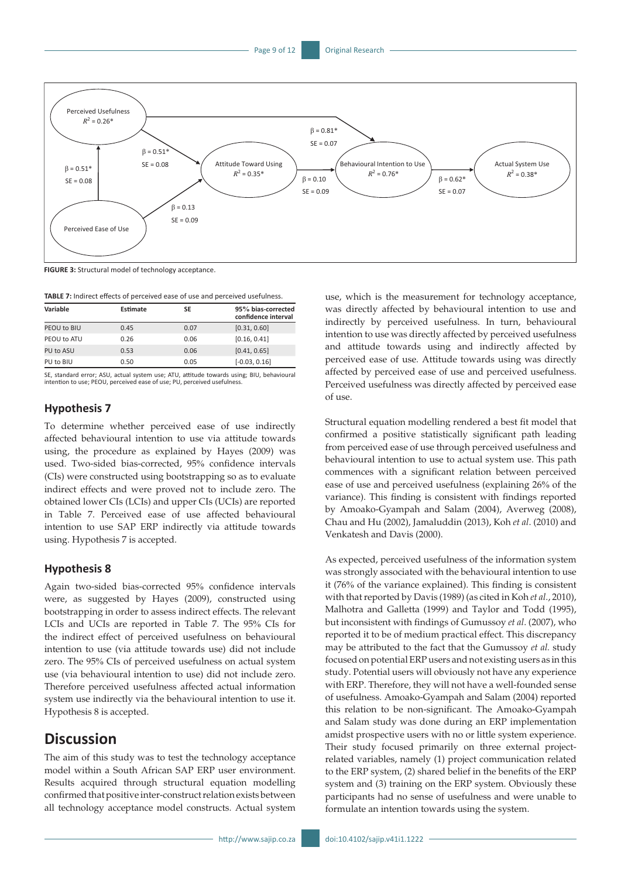Perceived Usefulness
$R^2$ = 0.26*

β = 0.51*
SE = 0.08

β = 0.51*
SE = 0.08

Attitude Toward Using
$R^2$ = 0.35*

β = 0.81*
SE = 0.07

β = 0.10
SE = 0.09

Behavioural Intention to Use
$R^2$ = 0.76*

β = 0.62*
SE = 0.07

Actual System Use
$R^2$ = 0.38*

β = 0.13
SE = 0.09

Perceived Ease of Use

**FIGURE 3:** Structural model of technology acceptance.

**TABLE 7:** Indirect effects of perceived ease of use and perceived usefulness.

| Variable | Estimate | SE | 95% bias-corrected confidence interval |
|---|---|---|---|
| PEOU to BIU | 0.45 | 0.07 | [0.31, 0.60] |
| PEOU to ATU | 0.26 | 0.06 | [0.16, 0.41] |
| PU to ASU | 0.53 | 0.06 | [0.41, 0.65] |
| PU to BIU | 0.50 | 0.05 | [-0.03, 0.16] |

SE, standard error; ASU, actual system use; ATU, attitude towards using; BIU, behavioural intention to use; PEOU, perceived ease of use; PU, perceived usefulness.

### Hypothesis 7

To determine whether perceived ease of use indirectly affected behavioural intention to use via attitude towards using, the procedure as explained by Hayes (2009) was used. Two-sided bias-corrected, 95% confidence intervals (CIs) were constructed using bootstrapping so as to evaluate indirect effects and were proved not to include zero. The obtained lower CIs (LCIs) and upper CIs (UCIs) are reported in Table 7. Perceived ease of use affected behavioural intention to use SAP ERP indirectly via attitude towards using. Hypothesis 7 is accepted.

### Hypothesis 8

Again two-sided bias-corrected 95% confidence intervals were, as suggested by Hayes (2009), constructed using bootstrapping in order to assess indirect effects. The relevant LCIs and UCIs are reported in Table 7. The 95% CIs for the indirect effect of perceived usefulness on behavioural intention to use (via attitude towards use) did not include zero. The 95% CIs of perceived usefulness on actual system use (via behavioural intention to use) did not include zero. Therefore perceived usefulness affected actual information system use indirectly via the behavioural intention to use it. Hypothesis 8 is accepted.

## Discussion

The aim of this study was to test the technology acceptance model within a South African SAP ERP user environment. Results acquired through structural equation modelling confirmed that positive inter-construct relation exists between all technology acceptance model constructs. Actual system use, which is the measurement for technology acceptance, was directly affected by behavioural intention to use and indirectly by perceived usefulness. In turn, behavioural intention to use was directly affected by perceived usefulness and attitude towards using and indirectly affected by perceived ease of use. Attitude towards using was directly affected by perceived ease of use and perceived usefulness. Perceived usefulness was directly affected by perceived ease of use.

Structural equation modelling rendered a best fit model that confirmed a positive statistically significant path leading from perceived ease of use through perceived usefulness and behavioural intention to use to actual system use. This path commences with a significant relation between perceived ease of use and perceived usefulness (explaining 26% of the variance). This finding is consistent with findings reported by Amoako-Gyampah and Salam (2004), Averweg (2008), Chau and Hu (2002), Jamaluddin (2013), Koh *et al*. (2010) and Venkatesh and Davis (2000).

As expected, perceived usefulness of the information system was strongly associated with the behavioural intention to use it (76% of the variance explained). This finding is consistent with that reported by Davis (1989) (as cited in Koh *et al.*, 2010), Malhotra and Galletta (1999) and Taylor and Todd (1995), but inconsistent with findings of Gumussoy *et al*. (2007), who reported it to be of medium practical effect. This discrepancy may be attributed to the fact that the Gumussoy *et al.* study focused on potential ERP users and not existing users as in this study. Potential users will obviously not have any experience with ERP. Therefore, they will not have a well-founded sense of usefulness. Amoako-Gyampah and Salam (2004) reported this relation to be non-significant. The Amoako-Gyampah and Salam study was done during an ERP implementation amidst prospective users with no or little system experience. Their study focused primarily on three external project-related variables, namely (1) project communication related to the ERP system, (2) shared belief in the benefits of the ERP system and (3) training on the ERP system. Obviously these participants had no sense of usefulness and were unable to formulate an intention towards using the system.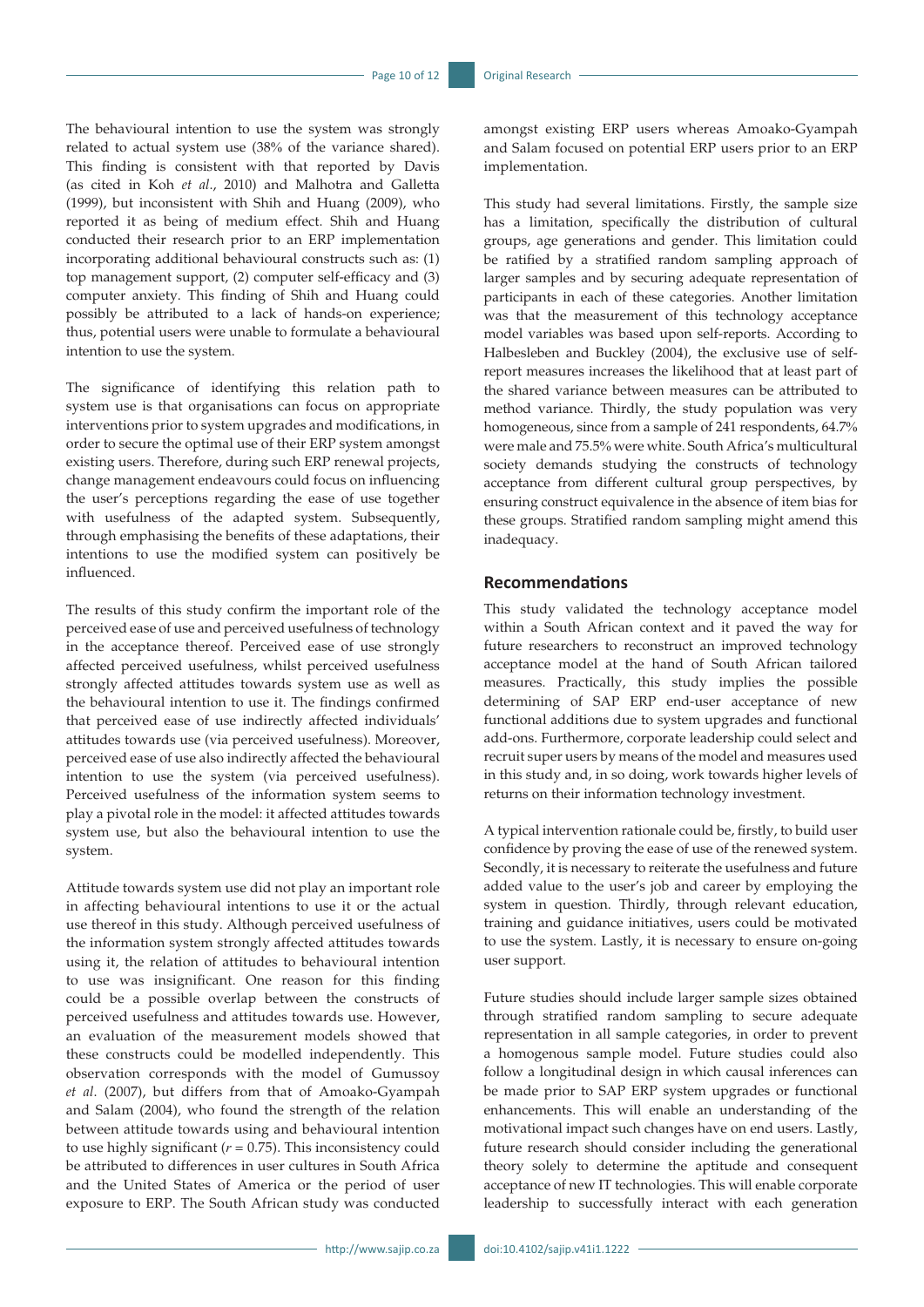The behavioural intention to use the system was strongly related to actual system use (38% of the variance shared). This finding is consistent with that reported by Davis (as cited in Koh *et al*., 2010) and Malhotra and Galletta (1999), but inconsistent with Shih and Huang (2009), who reported it as being of medium effect. Shih and Huang conducted their research prior to an ERP implementation incorporating additional behavioural constructs such as: (1) top management support, (2) computer self-efficacy and (3) computer anxiety. This finding of Shih and Huang could possibly be attributed to a lack of hands-on experience; thus, potential users were unable to formulate a behavioural intention to use the system.

The significance of identifying this relation path to system use is that organisations can focus on appropriate interventions prior to system upgrades and modifications, in order to secure the optimal use of their ERP system amongst existing users. Therefore, during such ERP renewal projects, change management endeavours could focus on influencing the user's perceptions regarding the ease of use together with usefulness of the adapted system. Subsequently, through emphasising the benefits of these adaptations, their intentions to use the modified system can positively be influenced.

The results of this study confirm the important role of the perceived ease of use and perceived usefulness of technology in the acceptance thereof. Perceived ease of use strongly affected perceived usefulness, whilst perceived usefulness strongly affected attitudes towards system use as well as the behavioural intention to use it. The findings confirmed that perceived ease of use indirectly affected individuals' attitudes towards use (via perceived usefulness). Moreover, perceived ease of use also indirectly affected the behavioural intention to use the system (via perceived usefulness). Perceived usefulness of the information system seems to play a pivotal role in the model: it affected attitudes towards system use, but also the behavioural intention to use the system.

Attitude towards system use did not play an important role in affecting behavioural intentions to use it or the actual use thereof in this study. Although perceived usefulness of the information system strongly affected attitudes towards using it, the relation of attitudes to behavioural intention to use was insignificant. One reason for this finding could be a possible overlap between the constructs of perceived usefulness and attitudes towards use. However, an evaluation of the measurement models showed that these constructs could be modelled independently. This observation corresponds with the model of Gumussoy *et al*. (2007), but differs from that of Amoako-Gyampah and Salam (2004), who found the strength of the relation between attitude towards using and behavioural intention to use highly significant ($r = 0.75$). This inconsistency could be attributed to differences in user cultures in South Africa and the United States of America or the period of user exposure to ERP. The South African study was conducted amongst existing ERP users whereas Amoako-Gyampah and Salam focused on potential ERP users prior to an ERP implementation.

This study had several limitations. Firstly, the sample size has a limitation, specifically the distribution of cultural groups, age generations and gender. This limitation could be ratified by a stratified random sampling approach of larger samples and by securing adequate representation of participants in each of these categories. Another limitation was that the measurement of this technology acceptance model variables was based upon self-reports. According to Halbesleben and Buckley (2004), the exclusive use of self-report measures increases the likelihood that at least part of the shared variance between measures can be attributed to method variance. Thirdly, the study population was very homogeneous, since from a sample of 241 respondents, 64.7% were male and 75.5% were white. South Africa's multicultural society demands studying the constructs of technology acceptance from different cultural group perspectives, by ensuring construct equivalence in the absence of item bias for these groups. Stratified random sampling might amend this inadequacy.

## Recommendations

This study validated the technology acceptance model within a South African context and it paved the way for future researchers to reconstruct an improved technology acceptance model at the hand of South African tailored measures. Practically, this study implies the possible determining of SAP ERP end-user acceptance of new functional additions due to system upgrades and functional add-ons. Furthermore, corporate leadership could select and recruit super users by means of the model and measures used in this study and, in so doing, work towards higher levels of returns on their information technology investment.

A typical intervention rationale could be, firstly, to build user confidence by proving the ease of use of the renewed system. Secondly, it is necessary to reiterate the usefulness and future added value to the user's job and career by employing the system in question. Thirdly, through relevant education, training and guidance initiatives, users could be motivated to use the system. Lastly, it is necessary to ensure on-going user support.

Future studies should include larger sample sizes obtained through stratified random sampling to secure adequate representation in all sample categories, in order to prevent a homogenous sample model. Future studies could also follow a longitudinal design in which causal inferences can be made prior to SAP ERP system upgrades or functional enhancements. This will enable an understanding of the motivational impact such changes have on end users. Lastly, future research should consider including the generational theory solely to determine the aptitude and consequent acceptance of new IT technologies. This will enable corporate leadership to successfully interact with each generation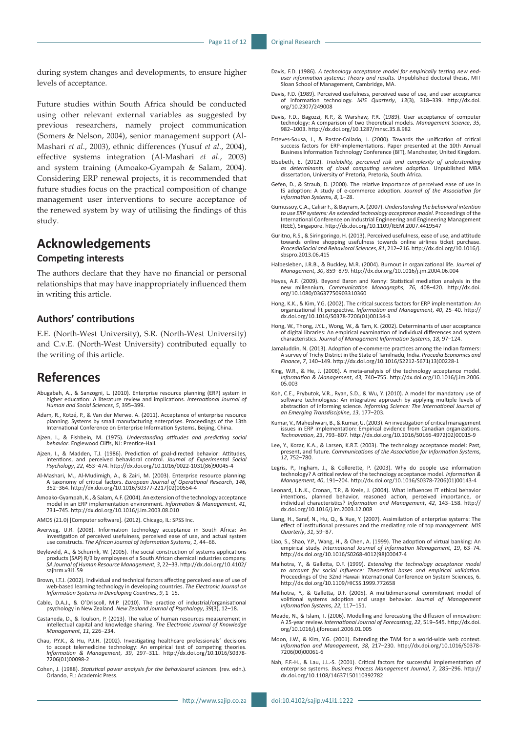during system changes and developments, to ensure higher levels of acceptance.

Future studies within South Africa should be conducted using other relevant external variables as suggested by previous researchers, namely project communication (Somers & Nelson, 2004), senior management support (Al-Mashari *et al*., 2003), ethnic differences (Yusuf *et al*., 2004), effective systems integration (Al-Mashari *et al*., 2003) and system training (Amoako-Gyampah & Salam, 2004). Considering ERP renewal projects, it is recommended that future studies focus on the practical composition of change management user interventions to secure acceptance of the renewed system by way of utilising the findings of this study.

# Acknowledgements

### Competing interests

The authors declare that they have no financial or personal relationships that may have inappropriately influenced them in writing this article.

### Authors' contributions

E.E. (North-West University), S.R. (North-West University) and C.v.E. (North-West University) contributed equally to the writing of this article.

# References

Abugabah, A., & Sanzogni, L. (2010). Enterprise resource planning (ERP) system in higher education: A literature review and implications. *International Journal of Human and Social Sciences*, *5*, 395–399.

Adam, R., Kotzé, P., & Van der Merwe. A. (2011). Acceptance of enterprise resource planning. Systems by small manufacturing enterprises. Proceedings of the 13th International Conference on Enterprise Information Systems, Beijing, China.

Ajzen, I., & Fishbein, M. (1975). *Understanding attitudes and predicting social behavior*. Englewood Cliffs, NJ: Prentice-Hall.

Ajzen, I., & Madden, T.J. (1986). Prediction of goal-directed behavior: Attitudes, intentions, and perceived behavioral control. *Journal of Experimental Social Psychology*, *22*, 453–474. http://dx.doi.org/10.1016/0022-1031(86)90045-4

Al-Mashari, M., Al-Mudimigh, A., & Zairi, M. (2003). Enterprise resource planning: A taxonomy of critical factors. *European Journal of Operational Research*, *146*, 352–364. http://dx.doi.org/10.1016/S0377-2217(02)00554-4

Amoako-Gyampah, K., & Salam, A.F. (2004). An extension of the technology acceptance model in an ERP implementation environment. *Information & Management*, *41*, 731–745. http://dx.doi.org/10.1016/j.im.2003.08.010

AMOS (21.0) [Computer software]. (2012). Chicago, IL: SPSS Inc.

Averweg, U.R. (2008). Information technology acceptance in South Africa: An investigation of perceived usefulness, perceived ease of use, and actual system use constructs. *The African Journal of Information Systems*, *1*, 44–66.

Beyleveld, A., & Schurink, W. (2005). The social construction of systems applications products (SAP) R/3 by employees of a South African chemical industries company. *SA Journal of Human Resource Management*, *3*, 22–33. http://dx.doi.org/10.4102/sajhrm.v3i1.59

Brown, I.T.J. (2002). Individual and technical factors affecting perceived ease of use of web-based learning technology in developing countries. *The Electronic Journal on Information Systems in Developing Countries*, *9*, 1–15.

Cable, D.A.J., & O'Driscoll, M.P. (2010). The practice of industrial/organisational psychology in New Zealand. *New Zealand Journal of Psychology*, *39*(3), 12–18.

Castaneda, D., & Toulson, P. (2013). The value of human resources measurement in intellectual capital and knowledge sharing. *The Electronic Journal of Knowledge Management*, *11*, 226–234.

Chau, P.Y.K., & Hu, P.J.H. (2002). Investigating healthcare professionals' decisions to accept telemedicine technology: An empirical test of competing theories. *Information & Management*, *39*, 297–311. http://dx.doi.org/10.1016/S0378-7206(01)00098-2

Cohen, J. (1988). *Statistical power analysis for the behavioural sciences*. (rev. edn.). Orlando, FL: Academic Press.

Davis, F.D. (1986). *A technology acceptance model for empirically testing new end-user information systems: Theory and results*. Unpublished doctoral thesis, MIT Sloan School of Management, Cambridge, MA.

Davis, F.D. (1989). Perceived usefulness, perceived ease of use, and user acceptance of information technology. *MIS Quarterly*, *13*(3), 318–339. http://dx.doi.org/10.2307/249008

Davis, F.D., Bagozzi, R.P., & Warshaw, P.R. (1989). User acceptance of computer technology: A comparison of two theoretical models. *Management Science*, *35*, 982–1003. http://dx.doi.org/10.1287/mnsc.35.8.982

Esteves-Sousa, J., & Pastor-Collado, J. (2000). Towards the unification of critical success factors for ERP-implementations. Paper presented at the 10th Annual Business Information Technology Conference (BIT), Manchester, United Kingdom.

Etsebeth, E. (2012). *Trialability, perceived risk and complexity of understanding as determinants of cloud computing services adoption*. Unpublished MBA dissertation, University of Pretoria, Pretoria, South Africa.

Gefen, D., & Straub, D. (2000). The relative importance of perceived ease of use in IS adoption: A study of e-commerce adoption. *Journal of the Association for Information Systems*, *8*, 1–28.

Gumussoy, C.A., Calisir F., & Bayram, A. (2007). *Understanding the behavioral intention to use ERP systems: An extended technology acceptance model*. Proceedings of the International Conference on Industrial Engineering and Engineering Management (IEEE), Singapore. http://dx.doi.org/10.1109/IEEM.2007.4419547

Guritno, R.S., & Siringoringo, H. (2013). Perceived usefulness, ease of use, and attitude towards online shopping usefulness towards online airlines ticket purchase. *ProcediaSocial and Behavioral Sciences*, *81*, 212–216. http://dx.doi.org/10.1016/j.sbspro.2013.06.415

Halbesleben, J.R.B., & Buckley, M.R. (2004). Burnout in organizational life. *Journal of Management*, *30*, 859–879. http://dx.doi.org/10.1016/j.jm.2004.06.004

Hayes, A.F. (2009). Beyond Baron and Kenny: Statistical mediation analysis in the new millennium, *Communication Monographs*, *76*, 408–420. http://dx.doi.org/10.1080/03637750903310360

Hong, K.K., & Kim, Y.G. (2002). The critical success factors for ERP implementation: An organizational fit perspective. *Information and Management*, *40*, 25–40. http://dx.doi.org/10.1016/S0378-7206(01)00134-3

Hong, W., Thong, J.Y.L., Wong, W., & Tam, K. (2002). Determinants of user acceptance of digital libraries: An empirical examination of individual differences and system characteristics. *Journal of Management Information Systems*, *18*, 97–124.

Jamaluddin, N. (2013). Adoption of e-commerce practices among the Indian farmers: A survey of Trichy District in the State of Tamilnadu, India. *Procedia Economics and Finance*, *7*, 140–149. http://dx.doi.org/10.1016/S2212-5671(13)00228-1

King, W.R., & He, J. (2006). A meta-analysis of the technology acceptance model. *Information & Management*, *43*, 740–755. http://dx.doi.org/10.1016/j.im.2006.05.003

Koh, C.E., Prybutok, V.R., Ryan, S.D., & Wu, Y. (2010). A model for mandatory use of software technologies: An integrative approach by applying multiple levels of abstraction of informing science. *Informing Science: The International Journal of an Emerging Transdiscipline*, *13*, 177–203.

Kumar, V., Maheshwari, B., & Kumar, U. (2003). An investigation of critical management issues in ERP implementation: Empirical evidence from Canadian organizations. *Technovation*, *23*, 793–807. http://dx.doi.org/10.1016/S0166-4972(02)00015-9

Lee, Y., Kozar, K.A., & Larsen, K.R.T. (2003). The technology acceptance model: Past, present, and future. *Communications of the Association for Information Systems*, *12*, 752–780.

Legris, P., Ingham, J., & Collerette, P. (2003). Why do people use information technology? A critical review of the technology acceptance model. *Information & Management*, *40*, 191–204. http://dx.doi.org/10.1016/S0378-7206(01)00143-4

Leonard, L.N.K., Cronan, T.P., & Kreie, J. (2004). What influences IT ethical behavior intentions, planned behavior, reasoned action, perceived importance, or individual characteristics? *Information and Management*, *42*, 143–158. http://dx.doi.org/10.1016/j.im.2003.12.008

Liang, H., Saraf, N., Hu, Q., & Xue, Y. (2007). Assimilation of enterprise systems: The effect of institutional pressures and the mediating role of top management. *MIS Quarterly*, *31*, 59–87.

Liao, S., Shao, Y.P., Wang, H., & Chen, A. (1999). The adoption of virtual banking: An empirical study. *International Journal of Information Management*, *19*, 63–74. http://dx.doi.org/10.1016/S0268-4012(98)00047-4

Malhotra, Y., & Galletta, D.F. (1999). *Extending the technology acceptance model to account for social influence: Theoretical bases and empirical validation.* Proceedings of the 32nd Hawaii International Conference on System Sciences, 6. http://dx.doi.org/10.1109/HICSS.1999.772658

Malhotra, Y., & Galletta, D.F. (2005). A multidimensional commitment model of volitional systems adoption and usage behavior. *Journal of Management Information Systems*, *22*, 117–151.

Meade, N., & Islam, T. (2006). Modelling and forecasting the diffusion of innovation: A 25-year review. *International Journal of Forecasting*, *22*, 519–545. http://dx.doi.org/10.1016/j.ijforecast.2006.01.005

Moon, J.W., & Kim, Y.G. (2001). Extending the TAM for a world-wide web context. *Information and Management*, *38*, 217–230. http://dx.doi.org/10.1016/S0378-7206(00)00061-6

Nah, F.F.-H., & Lau, J.L.-S. (2001). Critical factors for successful implementation of enterprise systems. *Business Process Management Journal*, *7*, 285–296. http://dx.doi.org/10.1108/14637150110392782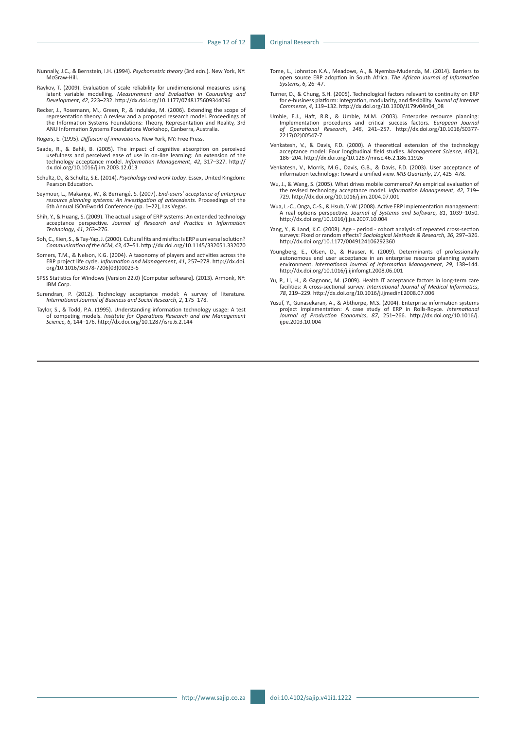Nunnally, J.C., & Bernstein, I.H. (1994). *Psychometric theory* (3rd edn.). New York, NY: McGraw-Hill.

Raykov, T. (2009). Evaluation of scale reliability for unidimensional measures using latent variable modelling. *Measurement and Evaluation in Counseling and Development*, *42*, 223–232. http://dx.doi.org/10.1177/0748175609344096

Recker, J., Rosemann, M., Green, P., & Indulska, M. (2006). Extending the scope of representation theory: A review and a proposed research model. Proceedings of the Information Systems Foundations: Theory, Representation and Reality, 3rd ANU Information Systems Foundations Workshop, Canberra, Australia.

Rogers, E. (1995). *Diffusion of innovations.* New York, NY: Free Press.

Saade, R., & Bahli, B. (2005). The impact of cognitive absorption on perceived usefulness and perceived ease of use in on-line learning: An extension of the technology acceptance model. *Information Management*, *42*, 317–327. http://dx.doi.org/10.1016/j.im.2003.12.013

Schultz, D., & Schultz, S.E. (2014). *Psychology and work today.* Essex, United Kingdom: Pearson Education.

Seymour, L., Makanya, W., & Berrangé, S. (2007). *End-users' acceptance of enterprise resource planning systems: An investigation of antecedents*. Proceedings of the 6th Annual ISOnEworld Conference (pp. 1–22), Las Vegas.

Shih, Y., & Huang, S. (2009). The actual usage of ERP systems: An extended technology acceptance perspective. *Journal of Research and Practice in Information Technology*, *41*, 263–276.

Soh, C., Kien, S., & Tay-Yap, J. (2000). Cultural fits and misfits: Is ERP a universal solution? *Communication of the ACM*, *43*, 47–51. http://dx.doi.org/10.1145/332051.332070

Somers, T.M., & Nelson, K.G. (2004). A taxonomy of players and activities across the ERP project life cycle. *Information and Management*, *41*, 257–278. http://dx.doi.org/10.1016/S0378-7206(03)00023-5

SPSS Statistics for Windows (Version 22.0) [Computer software]. (2013). Armonk, NY: IBM Corp.

Surendran, P. (2012). Technology acceptance model: A survey of literature. *International Journal of Business and Social Research*, *2*, 175–178.

Taylor, S., & Todd, P.A. (1995). Understanding information technology usage: A test of competing models. *Institute for Operations Research and the Management Science*, *6*, 144–176. http://dx.doi.org/10.1287/isre.6.2.144

Tome, L., Johnston K.A., Meadows, A., & Nyemba-Mudenda, M. (2014). Barriers to open source ERP adoption in South Africa. *The African Journal of Information Systems*, *6*, 26–47.

Turner, D., & Chung, S.H. (2005). Technological factors relevant to continuity on ERP for e-business platform: Integration, modularity, and flexibility. *Journal of Internet Commerce*, *4*, 119–132. http://dx.doi.org/10.1300/J179v04n04_08

Umble, E.J., Haft, R.R., & Umble, M.M. (2003). Enterprise resource planning: Implementation procedures and critical success factors. *European Journal of Operational Research*, *146*, 241–257. http://dx.doi.org/10.1016/S0377-2217(02)00547-7

Venkatesh, V., & Davis, F.D. (2000). A theoretical extension of the technology acceptance model: Four longitudinal field studies. *Management Science*, *46*(2), 186–204. http://dx.doi.org/10.1287/mnsc.46.2.186.11926

Venkatesh, V., Morris, M.G., Davis, G.B., & Davis, F.D. (2003). User acceptance of information technology: Toward a unified view. *MIS Quarterly*, *27*, 425–478.

Wu, J., & Wang, S. (2005). What drives mobile commerce? An empirical evaluation of the revised technology acceptance model. *Information Management*, *42*, 719–729. http://dx.doi.org/10.1016/j.im.2004.07.001

Wua, L.-C., Onga, C.-S., & Hsub, Y.-W. (2008). Active ERP implementation management: A real options perspective. *Journal of Systems and Software*, *81*, 1039–1050. http://dx.doi.org/10.1016/j.jss.2007.10.004

Yang, Y., & Land, K.C. (2008). Age - period - cohort analysis of repeated cross-section surveys: Fixed or random effects? *Sociological Methods & Research*, *36*, 297–326. http://dx.doi.org/10.1177/0049124106292360

Youngberg, E., Olsen, D., & Hauser, K. (2009). Determinants of professionally autonomous end user acceptance in an enterprise resource planning system environment. *International Journal of Information Management*, *29*, 138–144. http://dx.doi.org/10.1016/j.ijinfomgt.2008.06.001

Yu, P., Li, H., & Gagnonc, M. (2009). Health IT acceptance factors in long-term care facilities: A cross-sectional survey. *International Journal of Medical Informatics*, *78*, 219–229. http://dx.doi.org/10.1016/j.ijmedinf.2008.07.006

Yusuf, Y., Gunasekaran, A., & Abthorpe, M.S. (2004). Enterprise information systems project implementation: A case study of ERP in Rolls-Royce. *International Journal of Production Economics*, *87*, 251–266. http://dx.doi.org/10.1016/j.ijpe.2003.10.004